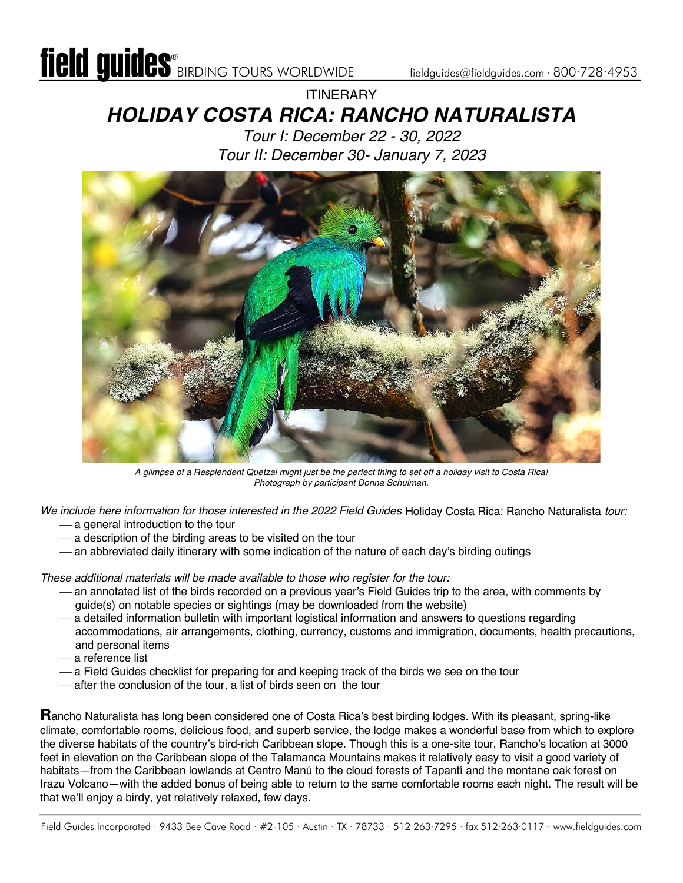# ITINERARY

## *HOLIDAY COSTA RICA: RANCHO NATURALISTA*

*Tour I: December 22 - 30, 2022*

*Tour II: December 30- January 7, 2023*

*A glimpse of a Resplendent Quetzal might just be the perfect thing to set off a holiday visit to Costa Rica! Photograph by participant Donna Schulman.*

*We include here information for those interested in the 2022 Field Guides* Holiday Costa Rica: Rancho Naturalista *tour:*

- a general introduction to the tour
- a description of the birding areas to be visited on the tour
- an abbreviated daily itinerary with some indication of the nature of each day's birding outings

*These additional materials will be made available to those who register for the tour:*

- an annotated list of the birds recorded on a previous year's Field Guides trip to the area, with comments by guide(s) on notable species or sightings (may be downloaded from the website)
- a detailed information bulletin with important logistical information and answers to questions regarding accommodations, air arrangements, clothing, currency, customs and immigration, documents, health precautions, and personal items
- a reference list
- a Field Guides checklist for preparing for and keeping track of the birds we see on the tour
- after the conclusion of the tour, a list of birds seen on the tour

**R**ancho Naturalista has long been considered one of Costa Rica's best birding lodges. With its pleasant, spring-like climate, comfortable rooms, delicious food, and superb service, the lodge makes a wonderful base from which to explore the diverse habitats of the country's bird-rich Caribbean slope. Though this is a one-site tour, Rancho's location at 3000 feet in elevation on the Caribbean slope of the Talamanca Mountains makes it relatively easy to visit a good variety of habitats—from the Caribbean lowlands at Centro Manú to the cloud forests of Tapantí and the montane oak forest on Irazu Volcano—with the added bonus of being able to return to the same comfortable rooms each night. The result will be that we'll enjoy a birdy, yet relatively relaxed, few days.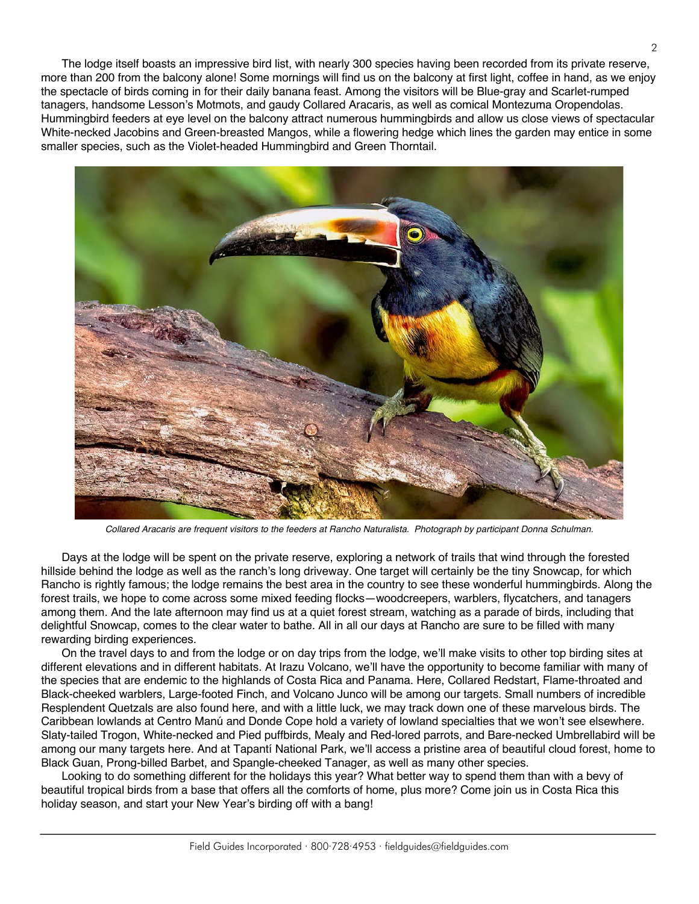The lodge itself boasts an impressive bird list, with nearly 300 species having been recorded from its private reserve, more than 200 from the balcony alone! Some mornings will find us on the balcony at first light, coffee in hand, as we enjoy the spectacle of birds coming in for their daily banana feast. Among the visitors will be Blue-gray and Scarlet-rumped tanagers, handsome Lesson's Motmots, and gaudy Collared Aracaris, as well as comical Montezuma Oropendolas. Hummingbird feeders at eye level on the balcony attract numerous hummingbirds and allow us close views of spectacular White-necked Jacobins and Green-breasted Mangos, while a flowering hedge which lines the garden may entice in some smaller species, such as the Violet-headed Hummingbird and Green Thorntail.

*Collared Aracaris are frequent visitors to the feeders at Rancho Naturalista. Photograph by participant Donna Schulman.*

Days at the lodge will be spent on the private reserve, exploring a network of trails that wind through the forested hillside behind the lodge as well as the ranch's long driveway. One target will certainly be the tiny Snowcap, for which Rancho is rightly famous; the lodge remains the best area in the country to see these wonderful hummingbirds. Along the forest trails, we hope to come across some mixed feeding flocks—woodcreepers, warblers, flycatchers, and tanagers among them. And the late afternoon may find us at a quiet forest stream, watching as a parade of birds, including that delightful Snowcap, comes to the clear water to bathe. All in all our days at Rancho are sure to be filled with many rewarding birding experiences.

On the travel days to and from the lodge or on day trips from the lodge, we'll make visits to other top birding sites at different elevations and in different habitats. At Irazu Volcano, we'll have the opportunity to become familiar with many of the species that are endemic to the highlands of Costa Rica and Panama. Here, Collared Redstart, Flame-throated and Black-cheeked warblers, Large-footed Finch, and Volcano Junco will be among our targets. Small numbers of incredible Resplendent Quetzals are also found here, and with a little luck, we may track down one of these marvelous birds. The Caribbean lowlands at Centro Manú and Donde Cope hold a variety of lowland specialties that we won't see elsewhere. Slaty-tailed Trogon, White-necked and Pied puffbirds, Mealy and Red-lored parrots, and Bare-necked Umbrellabird will be among our many targets here. And at Tapantí National Park, we'll access a pristine area of beautiful cloud forest, home to Black Guan, Prong-billed Barbet, and Spangle-cheeked Tanager, as well as many other species.

Looking to do something different for the holidays this year? What better way to spend them than with a bevy of beautiful tropical birds from a base that offers all the comforts of home, plus more? Come join us in Costa Rica this holiday season, and start your New Year's birding off with a bang!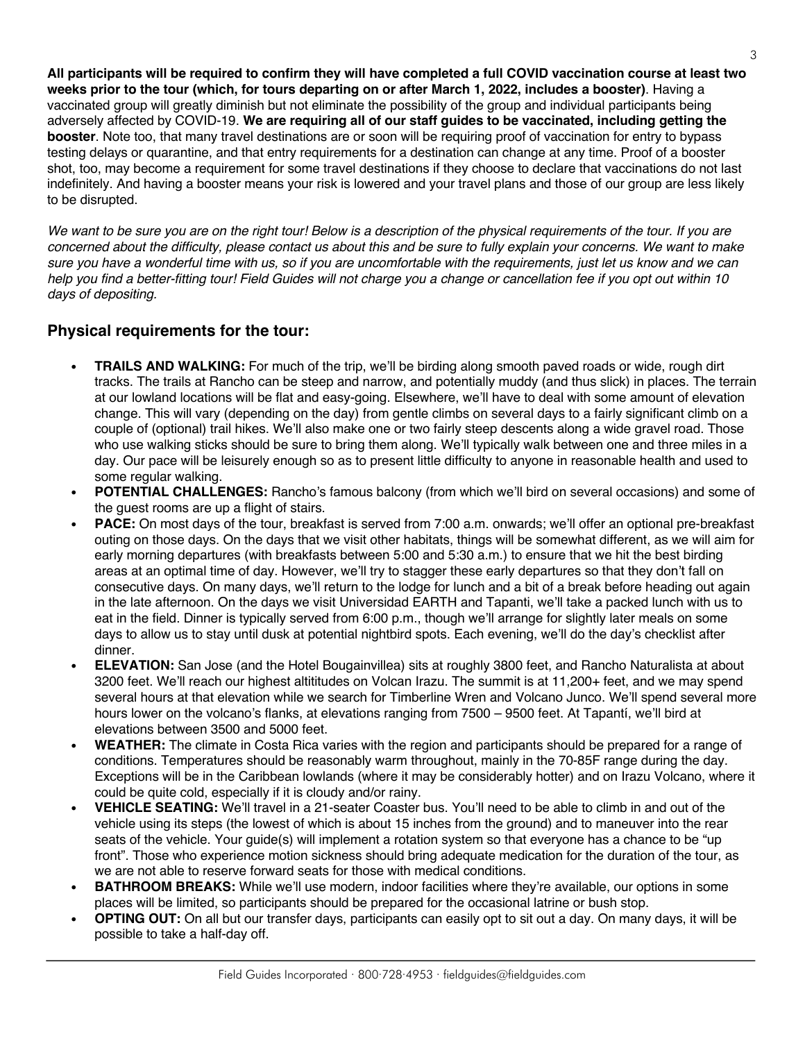**All participants will be required to confirm they will have completed a full COVID vaccination course at least two weeks prior to the tour (which, for tours departing on or after March 1, 2022, includes a booster)**. Having a vaccinated group will greatly diminish but not eliminate the possibility of the group and individual participants being adversely affected by COVID-19. **We are requiring all of our staff guides to be vaccinated, including getting the booster**. Note too, that many travel destinations are or soon will be requiring proof of vaccination for entry to bypass testing delays or quarantine, and that entry requirements for a destination can change at any time. Proof of a booster shot, too, may become a requirement for some travel destinations if they choose to declare that vaccinations do not last indefinitely. And having a booster means your risk is lowered and your travel plans and those of our group are less likely to be disrupted.

*We want to be sure you are on the right tour! Below is a description of the physical requirements of the tour. If you are concerned about the difficulty, please contact us about this and be sure to fully explain your concerns. We want to make sure you have a wonderful time with us, so if you are uncomfortable with the requirements, just let us know and we can help you find a better-fitting tour! Field Guides will not charge you a change or cancellation fee if you opt out within 10 days of depositing.*

## Physical requirements for the tour:

- **TRAILS AND WALKING:** For much of the trip, we'll be birding along smooth paved roads or wide, rough dirt tracks. The trails at Rancho can be steep and narrow, and potentially muddy (and thus slick) in places. The terrain at our lowland locations will be flat and easy-going. Elsewhere, we'll have to deal with some amount of elevation change. This will vary (depending on the day) from gentle climbs on several days to a fairly significant climb on a couple of (optional) trail hikes. We'll also make one or two fairly steep descents along a wide gravel road. Those who use walking sticks should be sure to bring them along. We'll typically walk between one and three miles in a day. Our pace will be leisurely enough so as to present little difficulty to anyone in reasonable health and used to some regular walking.
- **POTENTIAL CHALLENGES:** Rancho's famous balcony (from which we'll bird on several occasions) and some of the guest rooms are up a flight of stairs.
- **PACE:** On most days of the tour, breakfast is served from 7:00 a.m. onwards; we'll offer an optional pre-breakfast outing on those days. On the days that we visit other habitats, things will be somewhat different, as we will aim for early morning departures (with breakfasts between 5:00 and 5:30 a.m.) to ensure that we hit the best birding areas at an optimal time of day. However, we'll try to stagger these early departures so that they don't fall on consecutive days. On many days, we'll return to the lodge for lunch and a bit of a break before heading out again in the late afternoon. On the days we visit Universidad EARTH and Tapanti, we'll take a packed lunch with us to eat in the field. Dinner is typically served from 6:00 p.m., though we'll arrange for slightly later meals on some days to allow us to stay until dusk at potential nightbird spots. Each evening, we'll do the day's checklist after dinner.
- **ELEVATION:** San Jose (and the Hotel Bougainvillea) sits at roughly 3800 feet, and Rancho Naturalista at about 3200 feet. We'll reach our highest altititudes on Volcan Irazu. The summit is at 11,200+ feet, and we may spend several hours at that elevation while we search for Timberline Wren and Volcano Junco. We'll spend several more hours lower on the volcano's flanks, at elevations ranging from 7500 – 9500 feet. At Tapantí, we'll bird at elevations between 3500 and 5000 feet.
- **WEATHER:** The climate in Costa Rica varies with the region and participants should be prepared for a range of conditions. Temperatures should be reasonably warm throughout, mainly in the 70-85F range during the day. Exceptions will be in the Caribbean lowlands (where it may be considerably hotter) and on Irazu Volcano, where it could be quite cold, especially if it is cloudy and/or rainy.
- **VEHICLE SEATING:** We'll travel in a 21-seater Coaster bus. You'll need to be able to climb in and out of the vehicle using its steps (the lowest of which is about 15 inches from the ground) and to maneuver into the rear seats of the vehicle. Your guide(s) will implement a rotation system so that everyone has a chance to be "up front". Those who experience motion sickness should bring adequate medication for the duration of the tour, as we are not able to reserve forward seats for those with medical conditions.
- **BATHROOM BREAKS:** While we'll use modern, indoor facilities where they're available, our options in some places will be limited, so participants should be prepared for the occasional latrine or bush stop.
- **OPTING OUT:** On all but our transfer days, participants can easily opt to sit out a day. On many days, it will be possible to take a half-day off.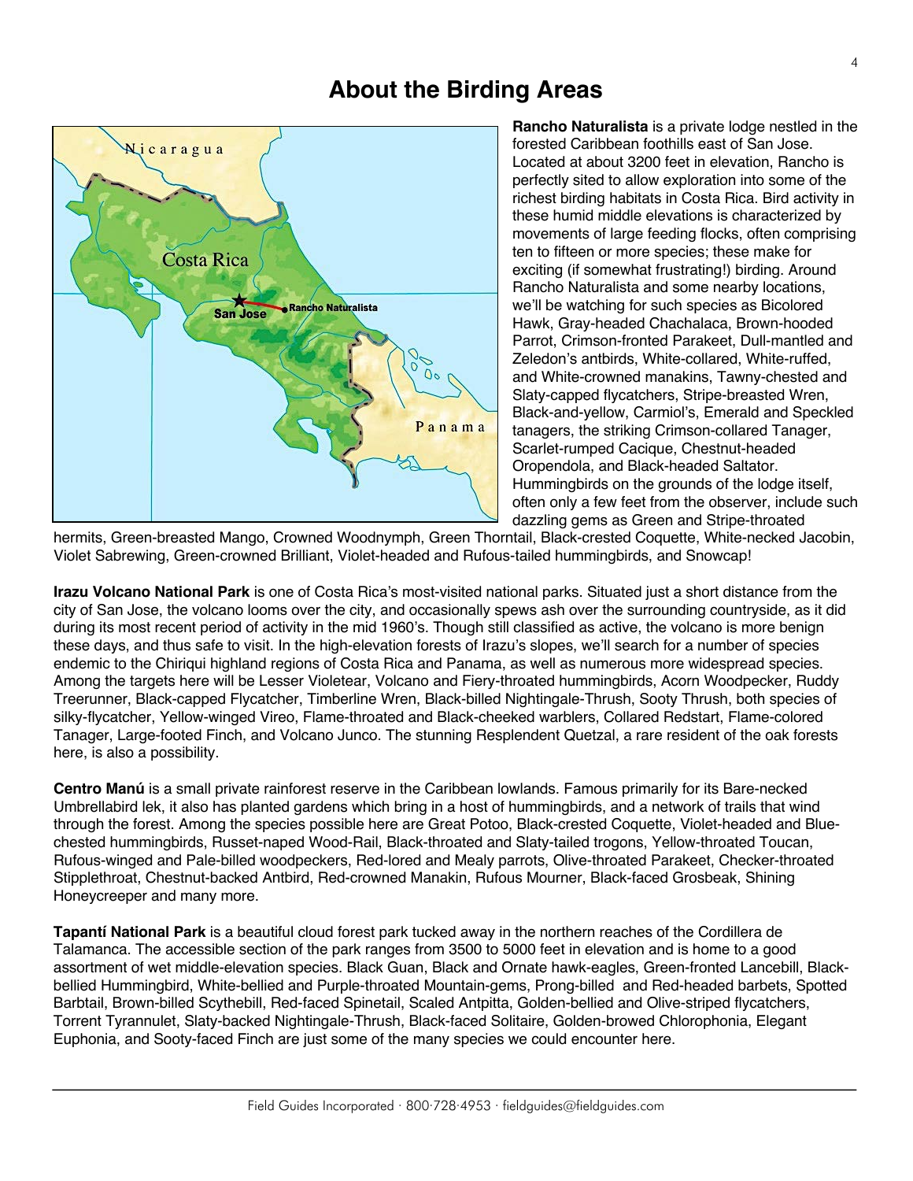# About the Birding Areas

**Rancho Naturalista** is a private lodge nestled in the forested Caribbean foothills east of San Jose. Located at about 3200 feet in elevation, Rancho is perfectly sited to allow exploration into some of the richest birding habitats in Costa Rica. Bird activity in these humid middle elevations is characterized by movements of large feeding flocks, often comprising ten to fifteen or more species; these make for exciting (if somewhat frustrating!) birding. Around Rancho Naturalista and some nearby locations, we'll be watching for such species as Bicolored Hawk, Gray-headed Chachalaca, Brown-hooded Parrot, Crimson-fronted Parakeet, Dull-mantled and Zeledon's antbirds, White-collared, White-ruffed, and White-crowned manakins, Tawny-chested and Slaty-capped flycatchers, Stripe-breasted Wren, Black-and-yellow, Carmiol's, Emerald and Speckled tanagers, the striking Crimson-collared Tanager, Scarlet-rumped Cacique, Chestnut-headed Oropendola, and Black-headed Saltator. Hummingbirds on the grounds of the lodge itself, often only a few feet from the observer, include such dazzling gems as Green and Stripe-throated hermits, Green-breasted Mango, Crowned Woodnymph, Green Thorntail, Black-crested Coquette, White-necked Jacobin, Violet Sabrewing, Green-crowned Brilliant, Violet-headed and Rufous-tailed hummingbirds, and Snowcap!

**Irazu Volcano National Park** is one of Costa Rica's most-visited national parks. Situated just a short distance from the city of San Jose, the volcano looms over the city, and occasionally spews ash over the surrounding countryside, as it did during its most recent period of activity in the mid 1960's. Though still classified as active, the volcano is more benign these days, and thus safe to visit. In the high-elevation forests of Irazu's slopes, we'll search for a number of species endemic to the Chiriqui highland regions of Costa Rica and Panama, as well as numerous more widespread species. Among the targets here will be Lesser Violetear, Volcano and Fiery-throated hummingbirds, Acorn Woodpecker, Ruddy Treerunner, Black-capped Flycatcher, Timberline Wren, Black-billed Nightingale-Thrush, Sooty Thrush, both species of silky-flycatcher, Yellow-winged Vireo, Flame-throated and Black-cheeked warblers, Collared Redstart, Flame-colored Tanager, Large-footed Finch, and Volcano Junco. The stunning Resplendent Quetzal, a rare resident of the oak forests here, is also a possibility.

**Centro Manú** is a small private rainforest reserve in the Caribbean lowlands. Famous primarily for its Bare-necked Umbrellabird lek, it also has planted gardens which bring in a host of hummingbirds, and a network of trails that wind through the forest. Among the species possible here are Great Potoo, Black-crested Coquette, Violet-headed and Blue-chested hummingbirds, Russet-naped Wood-Rail, Black-throated and Slaty-tailed trogons, Yellow-throated Toucan, Rufous-winged and Pale-billed woodpeckers, Red-lored and Mealy parrots, Olive-throated Parakeet, Checker-throated Stipplethroat, Chestnut-backed Antbird, Red-crowned Manakin, Rufous Mourner, Black-faced Grosbeak, Shining Honeycreeper and many more.

**Tapantí National Park** is a beautiful cloud forest park tucked away in the northern reaches of the Cordillera de Talamanca. The accessible section of the park ranges from 3500 to 5000 feet in elevation and is home to a good assortment of wet middle-elevation species. Black Guan, Black and Ornate hawk-eagles, Green-fronted Lancebill, Black-bellied Hummingbird, White-bellied and Purple-throated Mountain-gems, Prong-billed and Red-headed barbets, Spotted Barbtail, Brown-billed Scythebill, Red-faced Spinetail, Scaled Antpitta, Golden-bellied and Olive-striped flycatchers, Torrent Tyrannulet, Slaty-backed Nightingale-Thrush, Black-faced Solitaire, Golden-browed Chlorophonia, Elegant Euphonia, and Sooty-faced Finch are just some of the many species we could encounter here.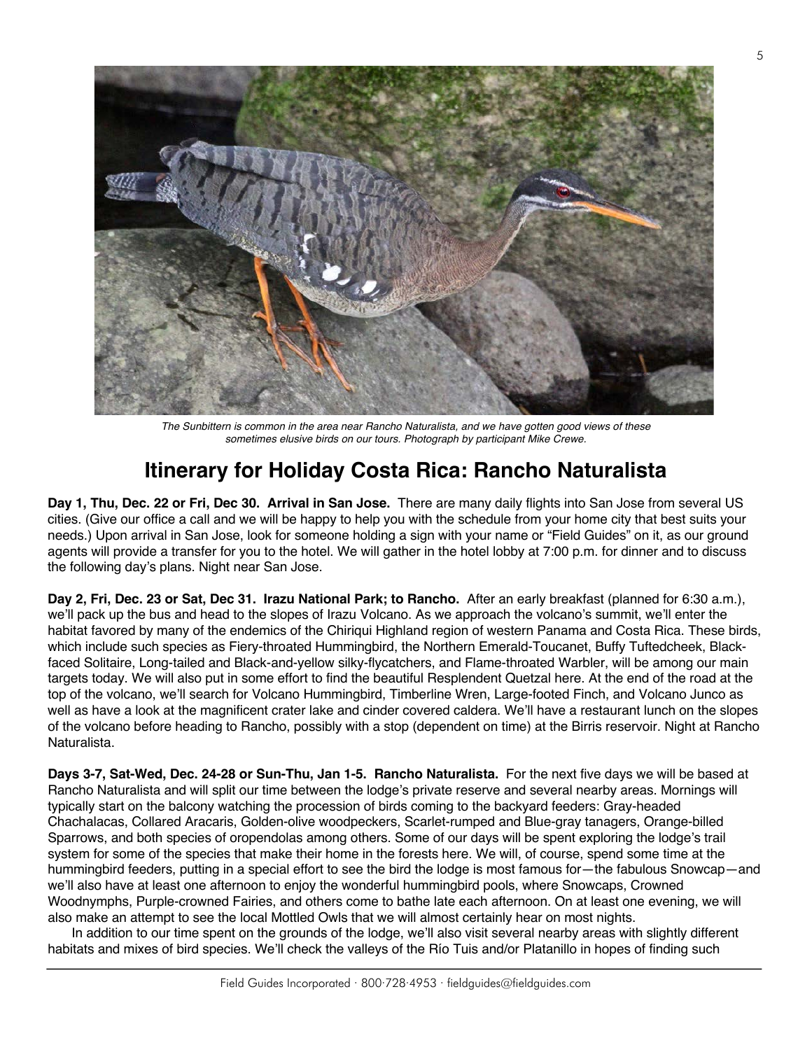*The Sunbittern is common in the area near Rancho Naturalista, and we have gotten good views of these sometimes elusive birds on our tours. Photograph by participant Mike Crewe.*

# Itinerary for Holiday Costa Rica: Rancho Naturalista

**Day 1, Thu, Dec. 22 or Fri, Dec 30. Arrival in San Jose.** There are many daily flights into San Jose from several US cities. (Give our office a call and we will be happy to help you with the schedule from your home city that best suits your needs.) Upon arrival in San Jose, look for someone holding a sign with your name or "Field Guides" on it, as our ground agents will provide a transfer for you to the hotel. We will gather in the hotel lobby at 7:00 p.m. for dinner and to discuss the following day's plans. Night near San Jose.

**Day 2, Fri, Dec. 23 or Sat, Dec 31. Irazu National Park; to Rancho.** After an early breakfast (planned for 6:30 a.m.), we'll pack up the bus and head to the slopes of Irazu Volcano. As we approach the volcano's summit, we'll enter the habitat favored by many of the endemics of the Chiriqui Highland region of western Panama and Costa Rica. These birds, which include such species as Fiery-throated Hummingbird, the Northern Emerald-Toucanet, Buffy Tuftedcheek, Black-faced Solitaire, Long-tailed and Black-and-yellow silky-flycatchers, and Flame-throated Warbler, will be among our main targets today. We will also put in some effort to find the beautiful Resplendent Quetzal here. At the end of the road at the top of the volcano, we'll search for Volcano Hummingbird, Timberline Wren, Large-footed Finch, and Volcano Junco as well as have a look at the magnificent crater lake and cinder covered caldera. We'll have a restaurant lunch on the slopes of the volcano before heading to Rancho, possibly with a stop (dependent on time) at the Birris reservoir. Night at Rancho Naturalista.

**Days 3-7, Sat-Wed, Dec. 24-28 or Sun-Thu, Jan 1-5. Rancho Naturalista.** For the next five days we will be based at Rancho Naturalista and will split our time between the lodge's private reserve and several nearby areas. Mornings will typically start on the balcony watching the procession of birds coming to the backyard feeders: Gray-headed Chachalacas, Collared Aracaris, Golden-olive woodpeckers, Scarlet-rumped and Blue-gray tanagers, Orange-billed Sparrows, and both species of oropendolas among others. Some of our days will be spent exploring the lodge's trail system for some of the species that make their home in the forests here. We will, of course, spend some time at the hummingbird feeders, putting in a special effort to see the bird the lodge is most famous for—the fabulous Snowcap—and we'll also have at least one afternoon to enjoy the wonderful hummingbird pools, where Snowcaps, Crowned Woodnymphs, Purple-crowned Fairies, and others come to bathe late each afternoon. On at least one evening, we will also make an attempt to see the local Mottled Owls that we will almost certainly hear on most nights.

In addition to our time spent on the grounds of the lodge, we'll also visit several nearby areas with slightly different habitats and mixes of bird species. We'll check the valleys of the Río Tuis and/or Platanillo in hopes of finding such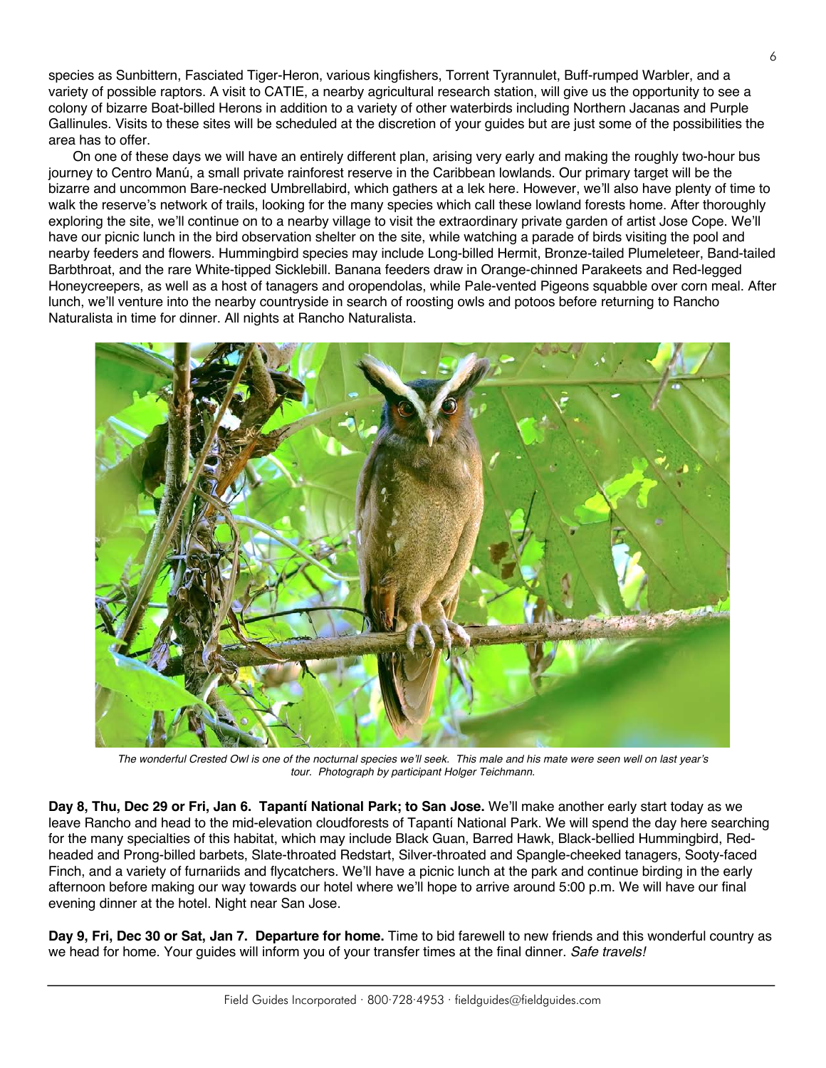species as Sunbittern, Fasciated Tiger-Heron, various kingfishers, Torrent Tyrannulet, Buff-rumped Warbler, and a variety of possible raptors. A visit to CATIE, a nearby agricultural research station, will give us the opportunity to see a colony of bizarre Boat-billed Herons in addition to a variety of other waterbirds including Northern Jacanas and Purple Gallinules. Visits to these sites will be scheduled at the discretion of your guides but are just some of the possibilities the area has to offer.

On one of these days we will have an entirely different plan, arising very early and making the roughly two-hour bus journey to Centro Manú, a small private rainforest reserve in the Caribbean lowlands. Our primary target will be the bizarre and uncommon Bare-necked Umbrellabird, which gathers at a lek here. However, we'll also have plenty of time to walk the reserve's network of trails, looking for the many species which call these lowland forests home. After thoroughly exploring the site, we'll continue on to a nearby village to visit the extraordinary private garden of artist Jose Cope. We'll have our picnic lunch in the bird observation shelter on the site, while watching a parade of birds visiting the pool and nearby feeders and flowers. Hummingbird species may include Long-billed Hermit, Bronze-tailed Plumeleteer, Band-tailed Barbthroat, and the rare White-tipped Sicklebill. Banana feeders draw in Orange-chinned Parakeets and Red-legged Honeycreepers, as well as a host of tanagers and oropendolas, while Pale-vented Pigeons squabble over corn meal. After lunch, we'll venture into the nearby countryside in search of roosting owls and potoos before returning to Rancho Naturalista in time for dinner. All nights at Rancho Naturalista.

*The wonderful Crested Owl is one of the nocturnal species we'll seek. This male and his mate were seen well on last year's tour. Photograph by participant Holger Teichmann.*

**Day 8, Thu, Dec 29 or Fri, Jan 6. Tapantí National Park; to San Jose.** We'll make another early start today as we leave Rancho and head to the mid-elevation cloudforests of Tapantí National Park. We will spend the day here searching for the many specialties of this habitat, which may include Black Guan, Barred Hawk, Black-bellied Hummingbird, Red-headed and Prong-billed barbets, Slate-throated Redstart, Silver-throated and Spangle-cheeked tanagers, Sooty-faced Finch, and a variety of furnariids and flycatchers. We'll have a picnic lunch at the park and continue birding in the early afternoon before making our way towards our hotel where we'll hope to arrive around 5:00 p.m. We will have our final evening dinner at the hotel. Night near San Jose.

**Day 9, Fri, Dec 30 or Sat, Jan 7. Departure for home.** Time to bid farewell to new friends and this wonderful country as we head for home. Your guides will inform you of your transfer times at the final dinner. *Safe travels!*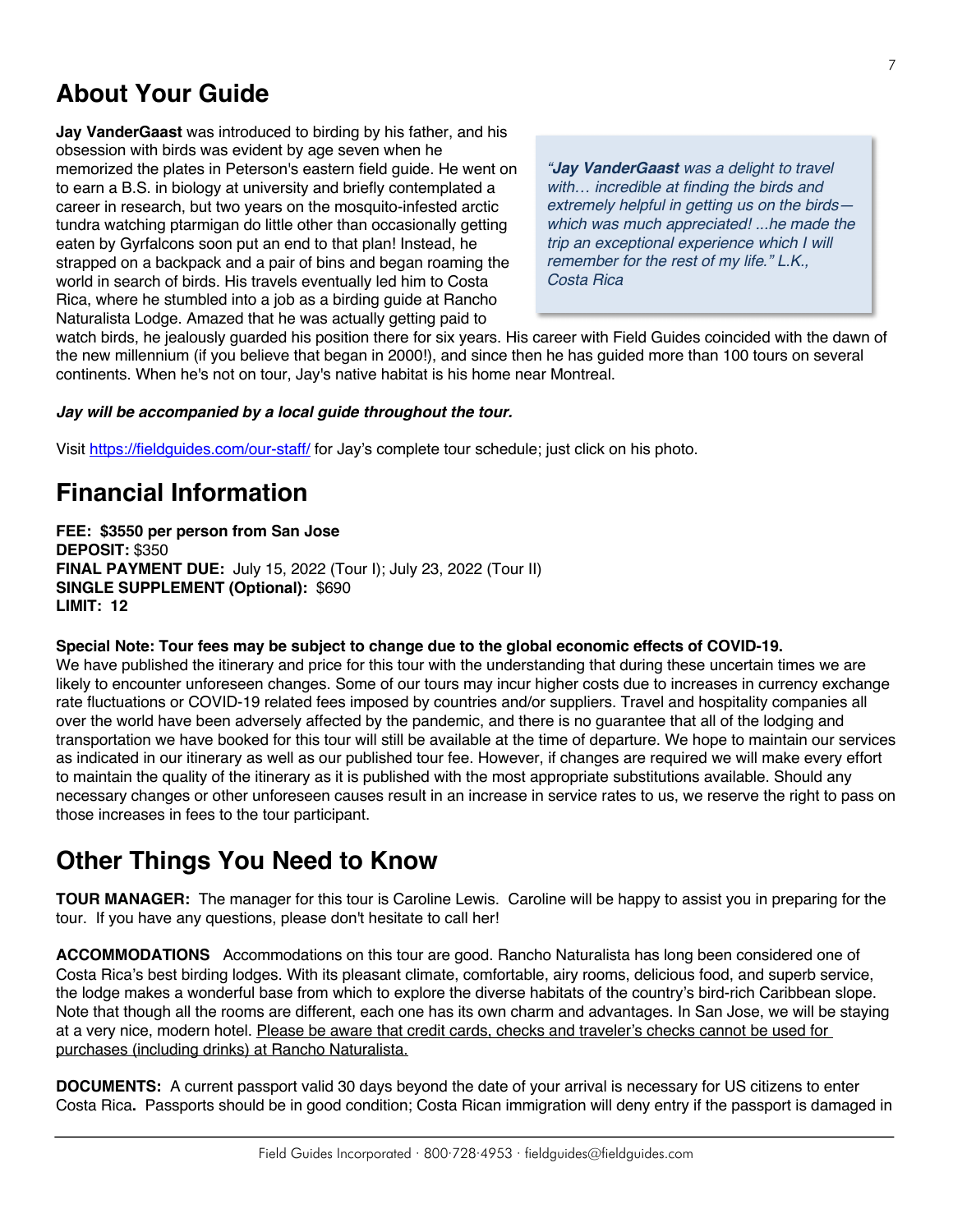## About Your Guide

**Jay VanderGaast** was introduced to birding by his father, and his obsession with birds was evident by age seven when he memorized the plates in Peterson's eastern field guide. He went on to earn a B.S. in biology at university and briefly contemplated a career in research, but two years on the mosquito-infested arctic tundra watching ptarmigan do little other than occasionally getting eaten by Gyrfalcons soon put an end to that plan! Instead, he strapped on a backpack and a pair of bins and began roaming the world in search of birds. His travels eventually led him to Costa Rica, where he stumbled into a job as a birding guide at Rancho Naturalista Lodge. Amazed that he was actually getting paid to watch birds, he jealously guarded his position there for six years. His career with Field Guides coincided with the dawn of the new millennium (if you believe that began in 2000!), and since then he has guided more than 100 tours on several continents. When he's not on tour, Jay's native habitat is his home near Montreal.

> *"**Jay VanderGaast** was a delight to travel with… incredible at finding the birds and extremely helpful in getting us on the birds—which was much appreciated! ...he made the trip an exceptional experience which I will remember for the rest of my life." L.K., Costa Rica*

***Jay will be accompanied by a local guide throughout the tour.***

Visit https://fieldguides.com/our-staff/ for Jay's complete tour schedule; just click on his photo.

## Financial Information

**FEE: $3550 per person from San Jose**
**DEPOSIT:** $350
**FINAL PAYMENT DUE:** July 15, 2022 (Tour I); July 23, 2022 (Tour II)
**SINGLE SUPPLEMENT (Optional):** $690
**LIMIT: 12**

**Special Note: Tour fees may be subject to change due to the global economic effects of COVID-19.**
We have published the itinerary and price for this tour with the understanding that during these uncertain times we are likely to encounter unforeseen changes. Some of our tours may incur higher costs due to increases in currency exchange rate fluctuations or COVID-19 related fees imposed by countries and/or suppliers. Travel and hospitality companies all over the world have been adversely affected by the pandemic, and there is no guarantee that all of the lodging and transportation we have booked for this tour will still be available at the time of departure. We hope to maintain our services as indicated in our itinerary as well as our published tour fee. However, if changes are required we will make every effort to maintain the quality of the itinerary as it is published with the most appropriate substitutions available. Should any necessary changes or other unforeseen causes result in an increase in service rates to us, we reserve the right to pass on those increases in fees to the tour participant.

## Other Things You Need to Know

**TOUR MANAGER:** The manager for this tour is Caroline Lewis. Caroline will be happy to assist you in preparing for the tour. If you have any questions, please don't hesitate to call her!

**ACCOMMODATIONS** Accommodations on this tour are good. Rancho Naturalista has long been considered one of Costa Rica's best birding lodges. With its pleasant climate, comfortable, airy rooms, delicious food, and superb service, the lodge makes a wonderful base from which to explore the diverse habitats of the country's bird-rich Caribbean slope. Note that though all the rooms are different, each one has its own charm and advantages. In San Jose, we will be staying at a very nice, modern hotel. Please be aware that credit cards, checks and traveler's checks cannot be used for purchases (including drinks) at Rancho Naturalista.

**DOCUMENTS:** A current passport valid 30 days beyond the date of your arrival is necessary for US citizens to enter Costa Rica**.** Passports should be in good condition; Costa Rican immigration will deny entry if the passport is damaged in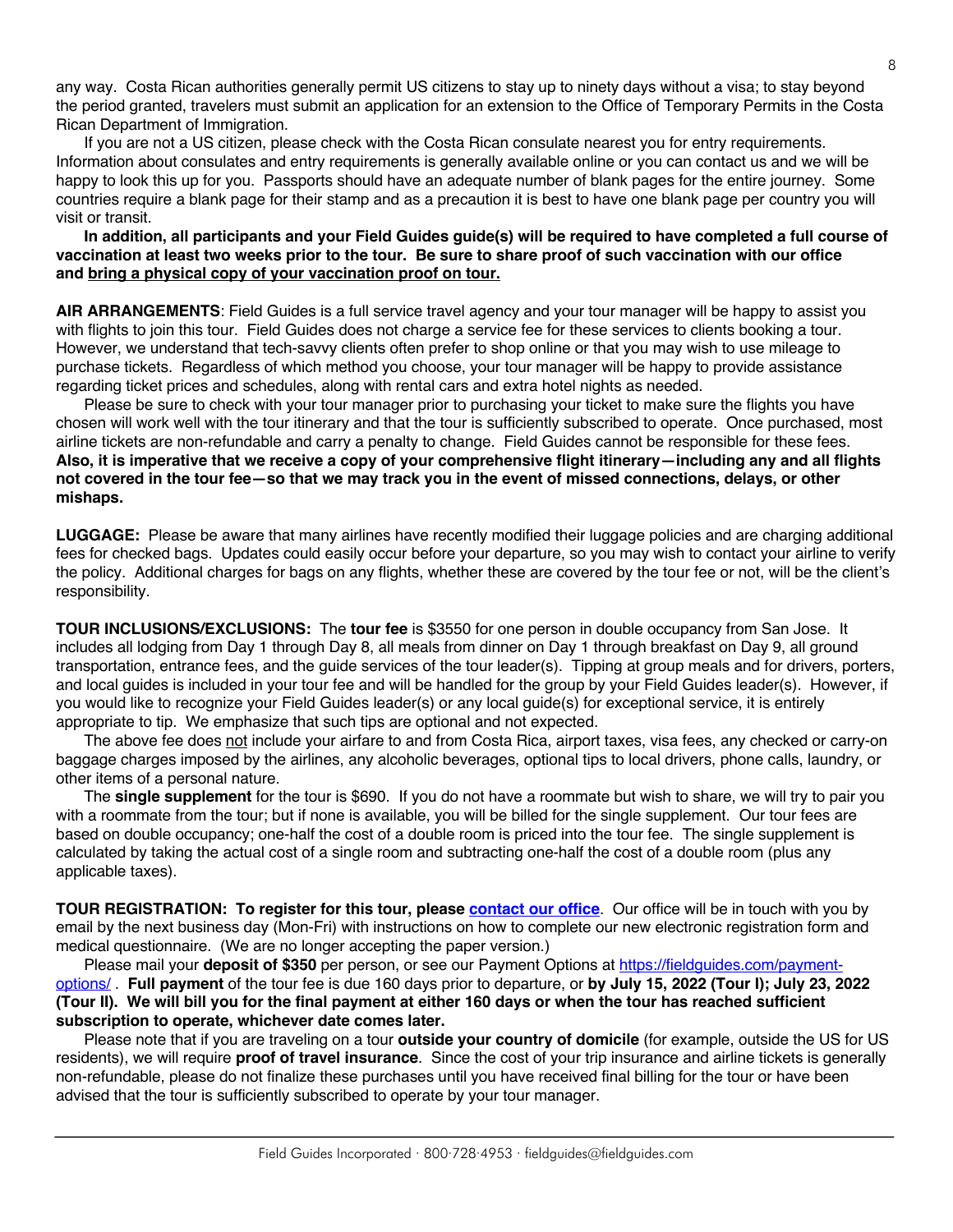any way. Costa Rican authorities generally permit US citizens to stay up to ninety days without a visa; to stay beyond the period granted, travelers must submit an application for an extension to the Office of Temporary Permits in the Costa Rican Department of Immigration.

If you are not a US citizen, please check with the Costa Rican consulate nearest you for entry requirements. Information about consulates and entry requirements is generally available online or you can contact us and we will be happy to look this up for you. Passports should have an adequate number of blank pages for the entire journey. Some countries require a blank page for their stamp and as a precaution it is best to have one blank page per country you will visit or transit.

**In addition, all participants and your Field Guides guide(s) will be required to have completed a full course of vaccination at least two weeks prior to the tour. Be sure to share proof of such vaccination with our office and <u>bring a physical copy of your vaccination proof on tour.</u>**

**AIR ARRANGEMENTS**: Field Guides is a full service travel agency and your tour manager will be happy to assist you with flights to join this tour. Field Guides does not charge a service fee for these services to clients booking a tour. However, we understand that tech-savvy clients often prefer to shop online or that you may wish to use mileage to purchase tickets. Regardless of which method you choose, your tour manager will be happy to provide assistance regarding ticket prices and schedules, along with rental cars and extra hotel nights as needed.

Please be sure to check with your tour manager prior to purchasing your ticket to make sure the flights you have chosen will work well with the tour itinerary and that the tour is sufficiently subscribed to operate. Once purchased, most airline tickets are non-refundable and carry a penalty to change. Field Guides cannot be responsible for these fees. **Also, it is imperative that we receive a copy of your comprehensive flight itinerary—including any and all flights not covered in the tour fee—so that we may track you in the event of missed connections, delays, or other mishaps.**

**LUGGAGE:** Please be aware that many airlines have recently modified their luggage policies and are charging additional fees for checked bags. Updates could easily occur before your departure, so you may wish to contact your airline to verify the policy. Additional charges for bags on any flights, whether these are covered by the tour fee or not, will be the client's responsibility.

**TOUR INCLUSIONS/EXCLUSIONS:** The **tour fee** is $3550 for one person in double occupancy from San Jose. It includes all lodging from Day 1 through Day 8, all meals from dinner on Day 1 through breakfast on Day 9, all ground transportation, entrance fees, and the guide services of the tour leader(s). Tipping at group meals and for drivers, porters, and local guides is included in your tour fee and will be handled for the group by your Field Guides leader(s). However, if you would like to recognize your Field Guides leader(s) or any local guide(s) for exceptional service, it is entirely appropriate to tip. We emphasize that such tips are optional and not expected.

The above fee does <u>not</u> include your airfare to and from Costa Rica, airport taxes, visa fees, any checked or carry-on baggage charges imposed by the airlines, any alcoholic beverages, optional tips to local drivers, phone calls, laundry, or other items of a personal nature.

The **single supplement** for the tour is $690. If you do not have a roommate but wish to share, we will try to pair you with a roommate from the tour; but if none is available, you will be billed for the single supplement. Our tour fees are based on double occupancy; one-half the cost of a double room is priced into the tour fee. The single supplement is calculated by taking the actual cost of a single room and subtracting one-half the cost of a double room (plus any applicable taxes).

**TOUR REGISTRATION: To register for this tour, please [contact our office](contact our office).** Our office will be in touch with you by email by the next business day (Mon-Fri) with instructions on how to complete our new electronic registration form and medical questionnaire. (We are no longer accepting the paper version.)

Please mail your **deposit of $350** per person, or see our Payment Options at [https://fieldguides.com/payment-options/](https://fieldguides.com/payment-options/) . **Full payment** of the tour fee is due 160 days prior to departure, or **by July 15, 2022 (Tour I); July 23, 2022 (Tour II). We will bill you for the final payment at either 160 days or when the tour has reached sufficient subscription to operate, whichever date comes later.**

Please note that if you are traveling on a tour **outside your country of domicile** (for example, outside the US for US residents), we will require **proof of travel insurance**. Since the cost of your trip insurance and airline tickets is generally non-refundable, please do not finalize these purchases until you have received final billing for the tour or have been advised that the tour is sufficiently subscribed to operate by your tour manager.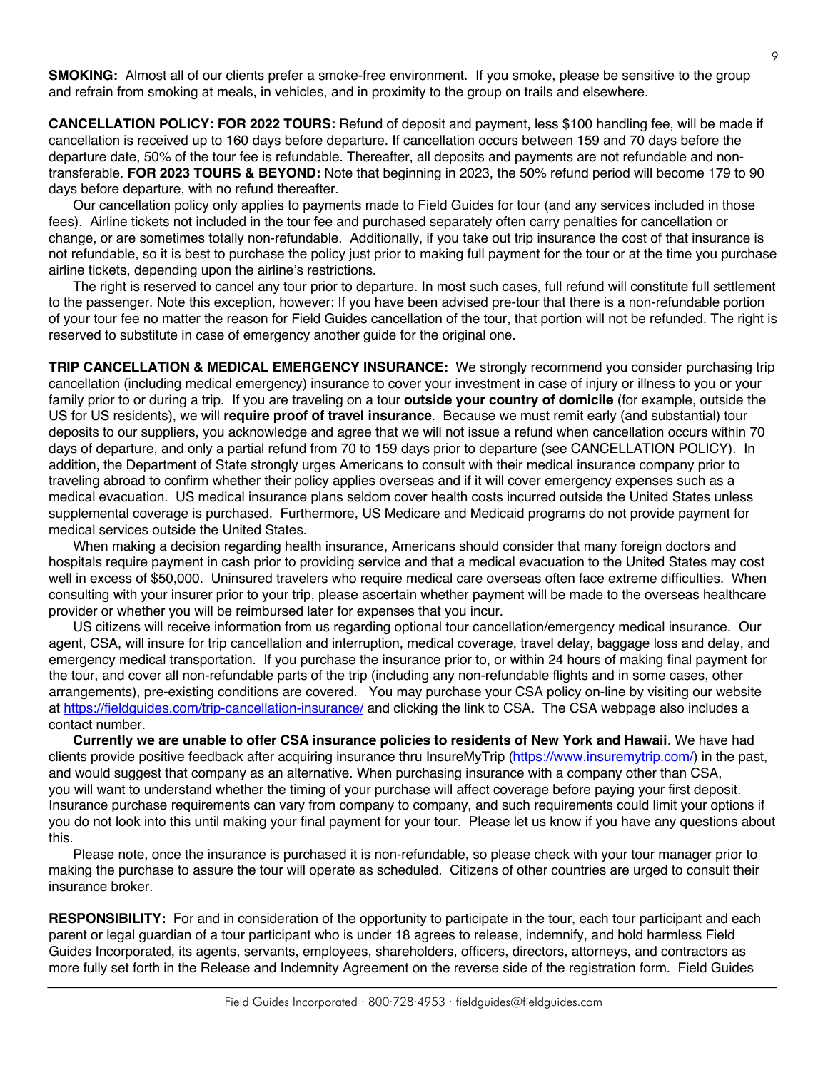**SMOKING:** Almost all of our clients prefer a smoke-free environment. If you smoke, please be sensitive to the group and refrain from smoking at meals, in vehicles, and in proximity to the group on trails and elsewhere.

**CANCELLATION POLICY: FOR 2022 TOURS:** Refund of deposit and payment, less $100 handling fee, will be made if cancellation is received up to 160 days before departure. If cancellation occurs between 159 and 70 days before the departure date, 50% of the tour fee is refundable. Thereafter, all deposits and payments are not refundable and non-transferable. **FOR 2023 TOURS & BEYOND:** Note that beginning in 2023, the 50% refund period will become 179 to 90 days before departure, with no refund thereafter.

Our cancellation policy only applies to payments made to Field Guides for tour (and any services included in those fees). Airline tickets not included in the tour fee and purchased separately often carry penalties for cancellation or change, or are sometimes totally non-refundable. Additionally, if you take out trip insurance the cost of that insurance is not refundable, so it is best to purchase the policy just prior to making full payment for the tour or at the time you purchase airline tickets, depending upon the airline's restrictions.

The right is reserved to cancel any tour prior to departure. In most such cases, full refund will constitute full settlement to the passenger. Note this exception, however: If you have been advised pre-tour that there is a non-refundable portion of your tour fee no matter the reason for Field Guides cancellation of the tour, that portion will not be refunded. The right is reserved to substitute in case of emergency another guide for the original one.

**TRIP CANCELLATION & MEDICAL EMERGENCY INSURANCE:** We strongly recommend you consider purchasing trip cancellation (including medical emergency) insurance to cover your investment in case of injury or illness to you or your family prior to or during a trip. If you are traveling on a tour **outside your country of domicile** (for example, outside the US for US residents), we will **require proof of travel insurance**. Because we must remit early (and substantial) tour deposits to our suppliers, you acknowledge and agree that we will not issue a refund when cancellation occurs within 70 days of departure, and only a partial refund from 70 to 159 days prior to departure (see CANCELLATION POLICY). In addition, the Department of State strongly urges Americans to consult with their medical insurance company prior to traveling abroad to confirm whether their policy applies overseas and if it will cover emergency expenses such as a medical evacuation. US medical insurance plans seldom cover health costs incurred outside the United States unless supplemental coverage is purchased. Furthermore, US Medicare and Medicaid programs do not provide payment for medical services outside the United States.

When making a decision regarding health insurance, Americans should consider that many foreign doctors and hospitals require payment in cash prior to providing service and that a medical evacuation to the United States may cost well in excess of $50,000. Uninsured travelers who require medical care overseas often face extreme difficulties. When consulting with your insurer prior to your trip, please ascertain whether payment will be made to the overseas healthcare provider or whether you will be reimbursed later for expenses that you incur.

US citizens will receive information from us regarding optional tour cancellation/emergency medical insurance. Our agent, CSA, will insure for trip cancellation and interruption, medical coverage, travel delay, baggage loss and delay, and emergency medical transportation. If you purchase the insurance prior to, or within 24 hours of making final payment for the tour, and cover all non-refundable parts of the trip (including any non-refundable flights and in some cases, other arrangements), pre-existing conditions are covered. You may purchase your CSA policy on-line by visiting our website at https://fieldguides.com/trip-cancellation-insurance/ and clicking the link to CSA. The CSA webpage also includes a contact number.

**Currently we are unable to offer CSA insurance policies to residents of New York and Hawaii**. We have had clients provide positive feedback after acquiring insurance thru InsureMyTrip (https://www.insuremytrip.com/) in the past, and would suggest that company as an alternative. When purchasing insurance with a company other than CSA, you will want to understand whether the timing of your purchase will affect coverage before paying your first deposit. Insurance purchase requirements can vary from company to company, and such requirements could limit your options if you do not look into this until making your final payment for your tour. Please let us know if you have any questions about this.

Please note, once the insurance is purchased it is non-refundable, so please check with your tour manager prior to making the purchase to assure the tour will operate as scheduled. Citizens of other countries are urged to consult their insurance broker.

**RESPONSIBILITY:** For and in consideration of the opportunity to participate in the tour, each tour participant and each parent or legal guardian of a tour participant who is under 18 agrees to release, indemnify, and hold harmless Field Guides Incorporated, its agents, servants, employees, shareholders, officers, directors, attorneys, and contractors as more fully set forth in the Release and Indemnity Agreement on the reverse side of the registration form. Field Guides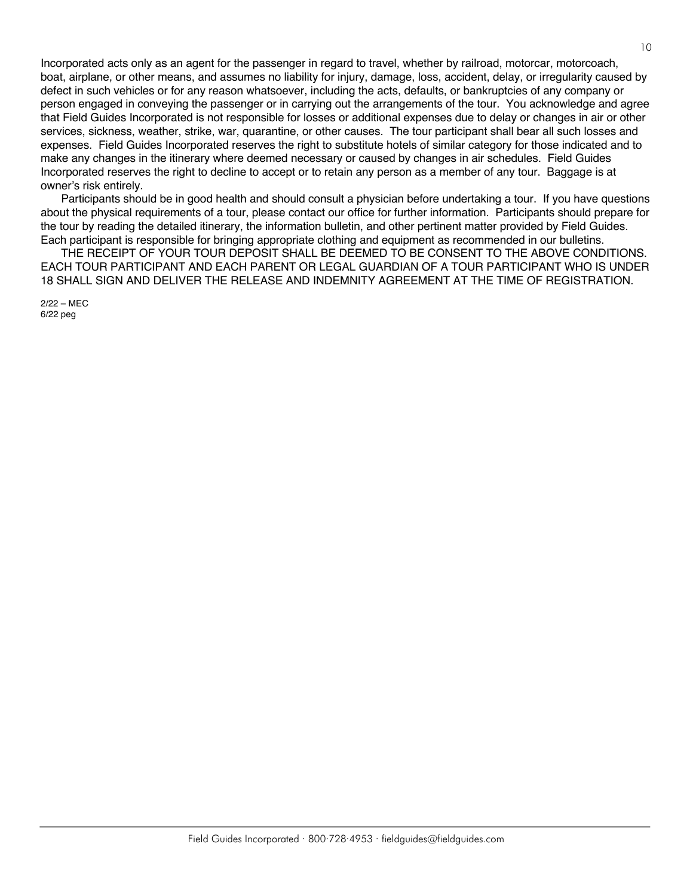Incorporated acts only as an agent for the passenger in regard to travel, whether by railroad, motorcar, motorcoach, boat, airplane, or other means, and assumes no liability for injury, damage, loss, accident, delay, or irregularity caused by defect in such vehicles or for any reason whatsoever, including the acts, defaults, or bankruptcies of any company or person engaged in conveying the passenger or in carrying out the arrangements of the tour. You acknowledge and agree that Field Guides Incorporated is not responsible for losses or additional expenses due to delay or changes in air or other services, sickness, weather, strike, war, quarantine, or other causes. The tour participant shall bear all such losses and expenses. Field Guides Incorporated reserves the right to substitute hotels of similar category for those indicated and to make any changes in the itinerary where deemed necessary or caused by changes in air schedules. Field Guides Incorporated reserves the right to decline to accept or to retain any person as a member of any tour. Baggage is at owner's risk entirely.

Participants should be in good health and should consult a physician before undertaking a tour. If you have questions about the physical requirements of a tour, please contact our office for further information. Participants should prepare for the tour by reading the detailed itinerary, the information bulletin, and other pertinent matter provided by Field Guides. Each participant is responsible for bringing appropriate clothing and equipment as recommended in our bulletins.

THE RECEIPT OF YOUR TOUR DEPOSIT SHALL BE DEEMED TO BE CONSENT TO THE ABOVE CONDITIONS. EACH TOUR PARTICIPANT AND EACH PARENT OR LEGAL GUARDIAN OF A TOUR PARTICIPANT WHO IS UNDER 18 SHALL SIGN AND DELIVER THE RELEASE AND INDEMNITY AGREEMENT AT THE TIME OF REGISTRATION.

2/22 – MEC
6/22 peg